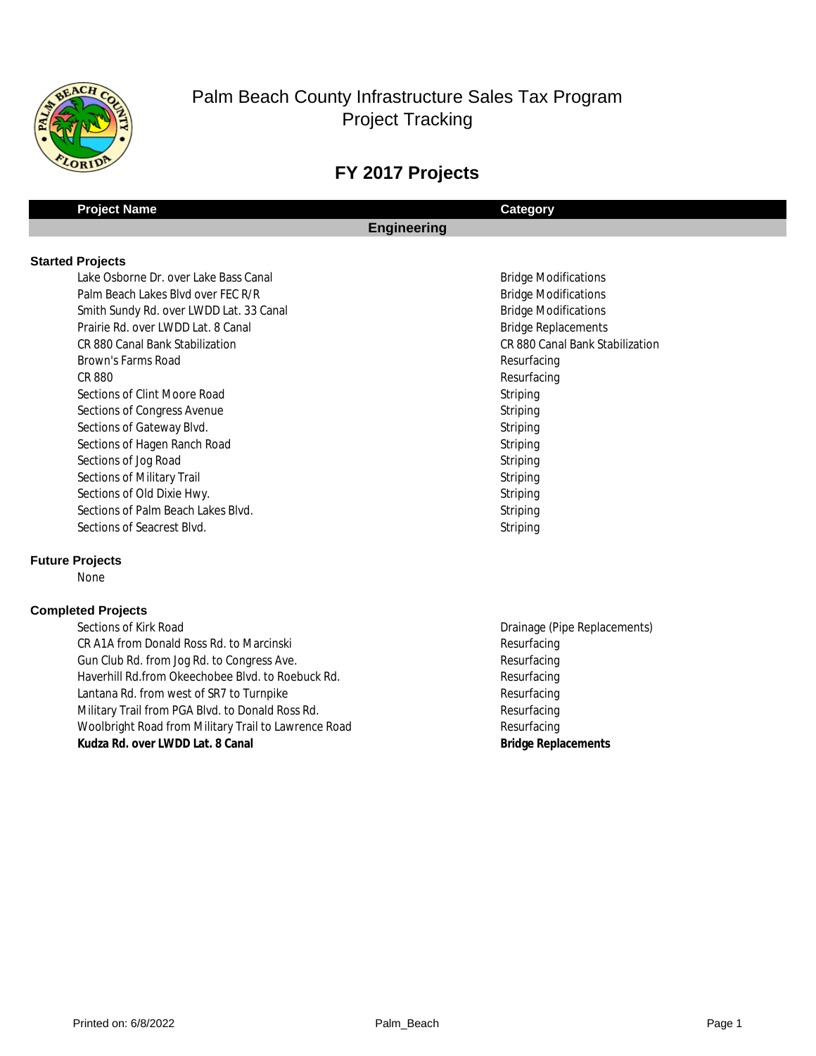# Palm Beach County Infrastructure Sales Tax Program
## Project Tracking

## FY 2017 Projects

| Project Name | Category |
|---|---|
| **Engineering** | |

### Started Projects

| Project Name | Category |
|---|---|
| Lake Osborne Dr. over Lake Bass Canal | Bridge Modifications |
| Palm Beach Lakes Blvd over FEC R/R | Bridge Modifications |
| Smith Sundy Rd. over LWDD Lat. 33 Canal | Bridge Modifications |
| Prairie Rd. over LWDD Lat. 8 Canal | Bridge Replacements |
| CR 880 Canal Bank Stabilization | CR 880 Canal Bank Stabilization |
| Brown's Farms Road | Resurfacing |
| CR 880 | Resurfacing |
| Sections of Clint Moore Road | Striping |
| Sections of Congress Avenue | Striping |
| Sections of Gateway Blvd. | Striping |
| Sections of Hagen Ranch Road | Striping |
| Sections of Jog Road | Striping |
| Sections of Military Trail | Striping |
| Sections of Old Dixie Hwy. | Striping |
| Sections of Palm Beach Lakes Blvd. | Striping |
| Sections of Seacrest Blvd. | Striping |

### Future Projects

None

### Completed Projects

| Project Name | Category |
|---|---|
| Sections of Kirk Road | Drainage (Pipe Replacements) |
| CR A1A from Donald Ross Rd. to Marcinski | Resurfacing |
| Gun Club Rd. from Jog Rd. to Congress Ave. | Resurfacing |
| Haverhill Rd.from Okeechobee Blvd. to Roebuck Rd. | Resurfacing |
| Lantana Rd. from west of SR7 to Turnpike | Resurfacing |
| Military Trail from PGA Blvd. to Donald Ross Rd. | Resurfacing |
| Woolbright Road from Military Trail to Lawrence Road | Resurfacing |
| **Kudza Rd. over LWDD Lat. 8 Canal** | **Bridge Replacements** |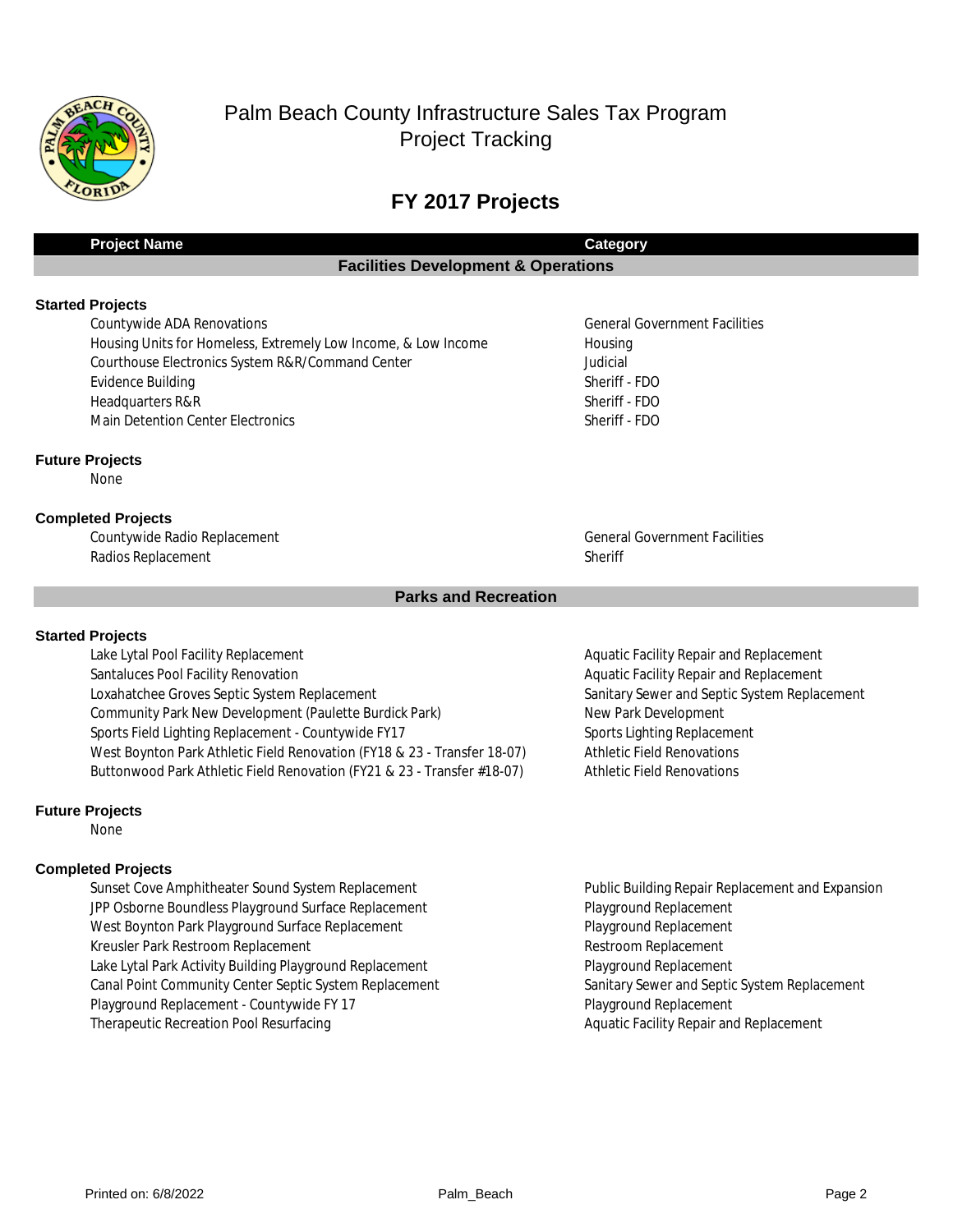# Palm Beach County Infrastructure Sales Tax Program
## Project Tracking

## FY 2017 Projects

| Project Name | Category |
| --- | --- |
| **Facilities Development & Operations** | |
| **Started Projects** | |
| Countywide ADA Renovations | General Government Facilities |
| Housing Units for Homeless, Extremely Low Income, & Low Income | Housing |
| Courthouse Electronics System R&R/Command Center | Judicial |
| Evidence Building | Sheriff - FDO |
| Headquarters R&R | Sheriff - FDO |
| Main Detention Center Electronics | Sheriff - FDO |
| **Future Projects** | |
| None | |
| **Completed Projects** | |
| Countywide Radio Replacement | General Government Facilities |
| Radios Replacement | Sheriff |
| **Parks and Recreation** | |
| **Started Projects** | |
| Lake Lytal Pool Facility Replacement | Aquatic Facility Repair and Replacement |
| Santaluces Pool Facility Renovation | Aquatic Facility Repair and Replacement |
| Loxahatchee Groves Septic System Replacement | Sanitary Sewer and Septic System Replacement |
| Community Park New Development (Paulette Burdick Park) | New Park Development |
| Sports Field Lighting Replacement - Countywide FY17 | Sports Lighting Replacement |
| West Boynton Park Athletic Field Renovation (FY18 & 23 - Transfer 18-07) | Athletic Field Renovations |
| Buttonwood Park Athletic Field Renovation (FY21 & 23 - Transfer #18-07) | Athletic Field Renovations |
| **Future Projects** | |
| None | |
| **Completed Projects** | |
| Sunset Cove Amphitheater Sound System Replacement | Public Building Repair Replacement and Expansion |
| JPP Osborne Boundless Playground Surface Replacement | Playground Replacement |
| West Boynton Park Playground Surface Replacement | Playground Replacement |
| Kreusler Park Restroom Replacement | Restroom Replacement |
| Lake Lytal Park Activity Building Playground Replacement | Playground Replacement |
| Canal Point Community Center Septic System Replacement | Sanitary Sewer and Septic System Replacement |
| Playground Replacement - Countywide FY 17 | Playground Replacement |
| Therapeutic Recreation Pool Resurfacing | Aquatic Facility Repair and Replacement |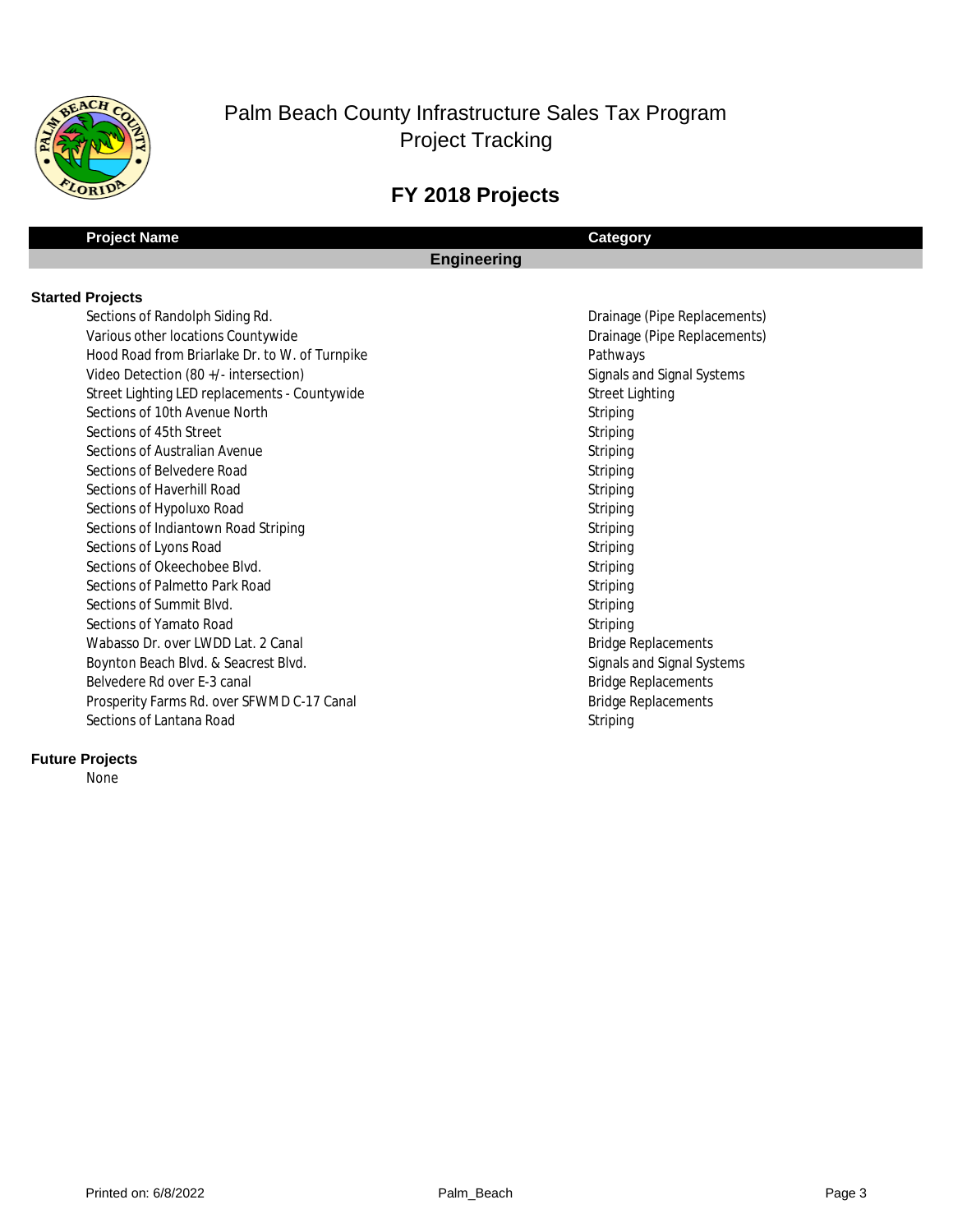# Palm Beach County Infrastructure Sales Tax Program
## Project Tracking

## FY 2018 Projects

| Project Name | Category |
|---|---|
| **Engineering** | |
| **Started Projects** | |
| Sections of Randolph Siding Rd. | Drainage (Pipe Replacements) |
| Various other locations Countywide | Drainage (Pipe Replacements) |
| Hood Road from Briarlake Dr. to W. of Turnpike | Pathways |
| Video Detection (80 +/- intersection) | Signals and Signal Systems |
| Street Lighting LED replacements - Countywide | Street Lighting |
| Sections of 10th Avenue North | Striping |
| Sections of 45th Street | Striping |
| Sections of Australian Avenue | Striping |
| Sections of Belvedere Road | Striping |
| Sections of Haverhill Road | Striping |
| Sections of Hypoluxo Road | Striping |
| Sections of Indiantown Road Striping | Striping |
| Sections of Lyons Road | Striping |
| Sections of Okeechobee Blvd. | Striping |
| Sections of Palmetto Park Road | Striping |
| Sections of Summit Blvd. | Striping |
| Sections of Yamato Road | Striping |
| Wabasso Dr. over LWDD Lat. 2 Canal | Bridge Replacements |
| Boynton Beach Blvd. & Seacrest Blvd. | Signals and Signal Systems |
| Belvedere Rd over E-3 canal | Bridge Replacements |
| Prosperity Farms Rd. over SFWMD C-17 Canal | Bridge Replacements |
| Sections of Lantana Road | Striping |
| **Future Projects** | |
| None | |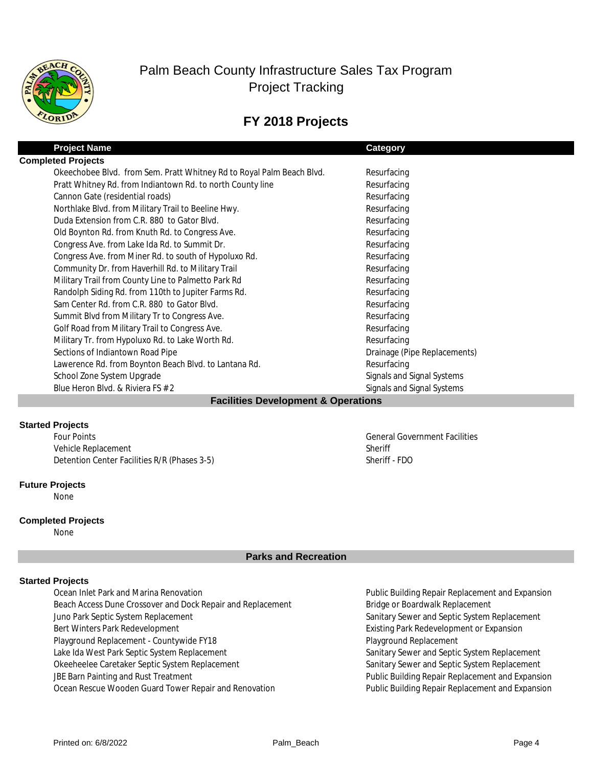# Palm Beach County Infrastructure Sales Tax Program
# Project Tracking

## FY 2018 Projects

| Project Name | Category |
| --- | --- |
| **Completed Projects** | |
| Okeechobee Blvd. from Sem. Pratt Whitney Rd to Royal Palm Beach Blvd. | Resurfacing |
| Pratt Whitney Rd. from Indiantown Rd. to north County line | Resurfacing |
| Cannon Gate (residential roads) | Resurfacing |
| Northlake Blvd. from Military Trail to Beeline Hwy. | Resurfacing |
| Duda Extension from C.R. 880 to Gator Blvd. | Resurfacing |
| Old Boynton Rd. from Knuth Rd. to Congress Ave. | Resurfacing |
| Congress Ave. from Lake Ida Rd. to Summit Dr. | Resurfacing |
| Congress Ave. from Miner Rd. to south of Hypoluxo Rd. | Resurfacing |
| Community Dr. from Haverhill Rd. to Military Trail | Resurfacing |
| Military Trail from County Line to Palmetto Park Rd | Resurfacing |
| Randolph Siding Rd. from 110th to Jupiter Farms Rd. | Resurfacing |
| Sam Center Rd. from C.R. 880 to Gator Blvd. | Resurfacing |
| Summit Blvd from Military Tr to Congress Ave. | Resurfacing |
| Golf Road from Military Trail to Congress Ave. | Resurfacing |
| Military Tr. from Hypoluxo Rd. to Lake Worth Rd. | Resurfacing |
| Sections of Indiantown Road Pipe | Drainage (Pipe Replacements) |
| Lawerence Rd. from Boynton Beach Blvd. to Lantana Rd. | Resurfacing |
| School Zone System Upgrade | Signals and Signal Systems |
| Blue Heron Blvd. & Riviera FS # 2 | Signals and Signal Systems |

### Facilities Development & Operations

**Started Projects**

| Project Name | Category |
| --- | --- |
| Four Points | General Government Facilities |
| Vehicle Replacement | Sheriff |
| Detention Center Facilities R/R (Phases 3-5) | Sheriff - FDO |

**Future Projects**

None

**Completed Projects**

None

### Parks and Recreation

**Started Projects**

| Project Name | Category |
| --- | --- |
| Ocean Inlet Park and Marina Renovation | Public Building Repair Replacement and Expansion |
| Beach Access Dune Crossover and Dock Repair and Replacement | Bridge or Boardwalk Replacement |
| Juno Park Septic System Replacement | Sanitary Sewer and Septic System Replacement |
| Bert Winters Park Redevelopment | Existing Park Redevelopment or Expansion |
| Playground Replacement - Countywide FY18 | Playground Replacement |
| Lake Ida West Park Septic System Replacement | Sanitary Sewer and Septic System Replacement |
| Okeeheelee Caretaker Septic System Replacement | Sanitary Sewer and Septic System Replacement |
| JBE Barn Painting and Rust Treatment | Public Building Repair Replacement and Expansion |
| Ocean Rescue Wooden Guard Tower Repair and Renovation | Public Building Repair Replacement and Expansion |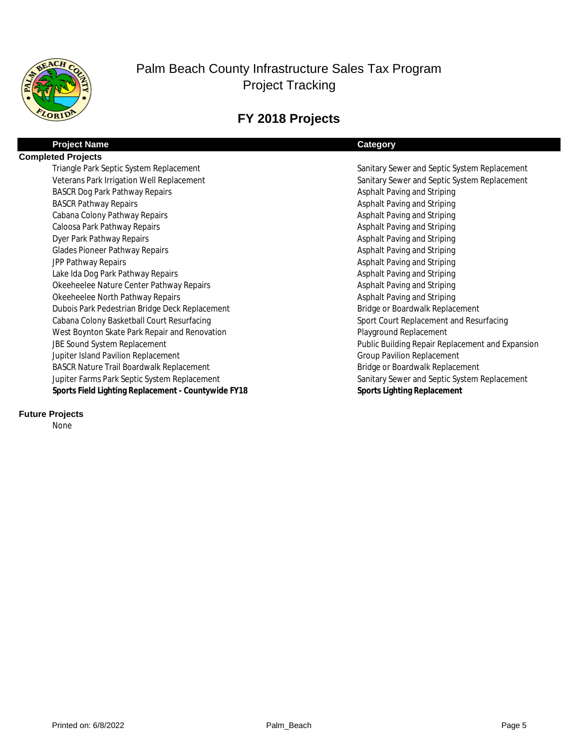# Palm Beach County Infrastructure Sales Tax Program
## Project Tracking

## FY 2018 Projects

| Project Name | Category |
|---|---|
| **Completed Projects** | |
| Triangle Park Septic System Replacement | Sanitary Sewer and Septic System Replacement |
| Veterans Park Irrigation Well Replacement | Sanitary Sewer and Septic System Replacement |
| BASCR Dog Park Pathway Repairs | Asphalt Paving and Striping |
| BASCR Pathway Repairs | Asphalt Paving and Striping |
| Cabana Colony Pathway Repairs | Asphalt Paving and Striping |
| Caloosa Park Pathway Repairs | Asphalt Paving and Striping |
| Dyer Park Pathway Repairs | Asphalt Paving and Striping |
| Glades Pioneer Pathway Repairs | Asphalt Paving and Striping |
| JPP Pathway Repairs | Asphalt Paving and Striping |
| Lake Ida Dog Park Pathway Repairs | Asphalt Paving and Striping |
| Okeeheelee Nature Center Pathway Repairs | Asphalt Paving and Striping |
| Okeeheelee North Pathway Repairs | Asphalt Paving and Striping |
| Dubois Park Pedestrian Bridge Deck Replacement | Bridge or Boardwalk Replacement |
| Cabana Colony Basketball Court Resurfacing | Sport Court Replacement and Resurfacing |
| West Boynton Skate Park Repair and Renovation | Playground Replacement |
| JBE Sound System Replacement | Public Building Repair Replacement and Expansion |
| Jupiter Island Pavilion Replacement | Group Pavilion Replacement |
| BASCR Nature Trail Boardwalk Replacement | Bridge or Boardwalk Replacement |
| Jupiter Farms Park Septic System Replacement | Sanitary Sewer and Septic System Replacement |
| **Sports Field Lighting Replacement - Countywide FY18** | **Sports Lighting Replacement** |
| **Future Projects** | |
| None | |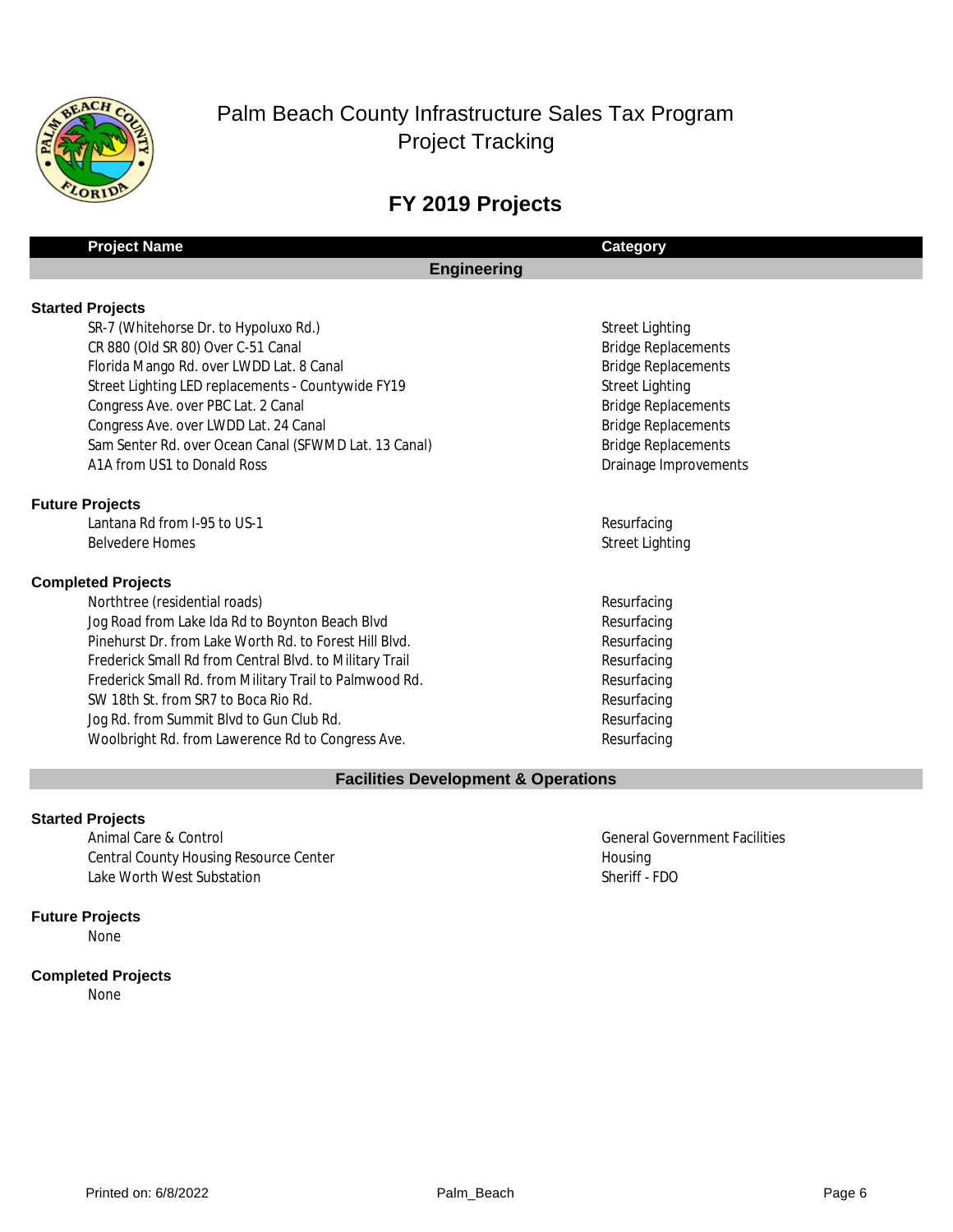# Palm Beach County Infrastructure Sales Tax Program
## Project Tracking

## FY 2019 Projects

| Project Name | Category |
|---|---|
| **Engineering** | |
| **Started Projects** | |
| SR-7 (Whitehorse Dr. to Hypoluxo Rd.) | Street Lighting |
| CR 880 (Old SR 80) Over C-51 Canal | Bridge Replacements |
| Florida Mango Rd. over LWDD Lat. 8 Canal | Bridge Replacements |
| Street Lighting LED replacements - Countywide FY19 | Street Lighting |
| Congress Ave. over PBC Lat. 2 Canal | Bridge Replacements |
| Congress Ave. over LWDD Lat. 24 Canal | Bridge Replacements |
| Sam Senter Rd. over Ocean Canal (SFWMD Lat. 13 Canal) | Bridge Replacements |
| A1A from US1 to Donald Ross | Drainage Improvements |
| **Future Projects** | |
| Lantana Rd from I-95 to US-1 | Resurfacing |
| Belvedere Homes | Street Lighting |
| **Completed Projects** | |
| Northtree (residential roads) | Resurfacing |
| Jog Road from Lake Ida Rd to Boynton Beach Blvd | Resurfacing |
| Pinehurst Dr. from Lake Worth Rd. to Forest Hill Blvd. | Resurfacing |
| Frederick Small Rd from Central Blvd. to Military Trail | Resurfacing |
| Frederick Small Rd. from Military Trail to Palmwood Rd. | Resurfacing |
| SW 18th St. from SR7 to Boca Rio Rd. | Resurfacing |
| Jog Rd. from Summit Blvd to Gun Club Rd. | Resurfacing |
| Woolbright Rd. from Lawerence Rd to Congress Ave. | Resurfacing |
| **Facilities Development & Operations** | |
| **Started Projects** | |
| Animal Care & Control | General Government Facilities |
| Central County Housing Resource Center | Housing |
| Lake Worth West Substation | Sheriff - FDO |
| **Future Projects** | |
| None | |
| **Completed Projects** | |
| None | |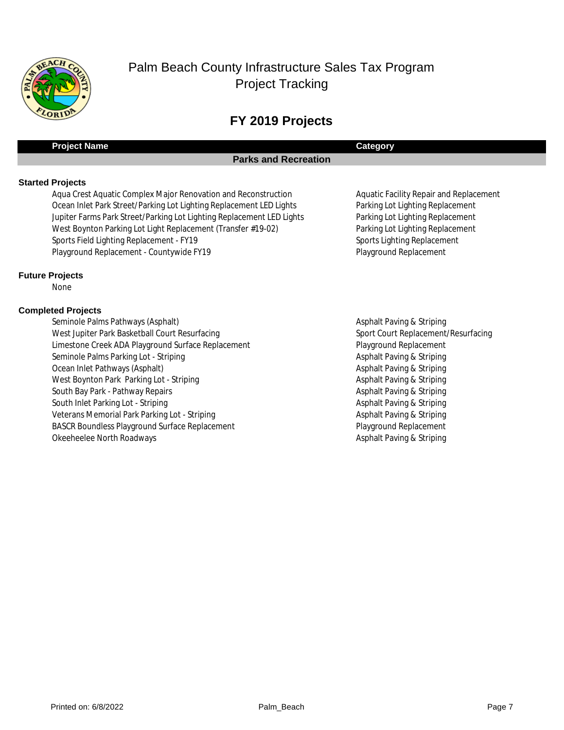# Palm Beach County Infrastructure Sales Tax Program
## Project Tracking

## FY 2019 Projects

| Project Name | Category |
|---|---|
| **Parks and Recreation** | |
| **Started Projects** | |
| Aqua Crest Aquatic Complex Major Renovation and Reconstruction | Aquatic Facility Repair and Replacement |
| Ocean Inlet Park Street/Parking Lot Lighting Replacement LED Lights | Parking Lot Lighting Replacement |
| Jupiter Farms Park Street/Parking Lot Lighting Replacement LED Lights | Parking Lot Lighting Replacement |
| West Boynton Parking Lot Light Replacement (Transfer #19-02) | Parking Lot Lighting Replacement |
| Sports Field Lighting Replacement - FY19 | Sports Lighting Replacement |
| Playground Replacement - Countywide FY19 | Playground Replacement |
| **Future Projects** | |
| None | |
| **Completed Projects** | |
| Seminole Palms Pathways (Asphalt) | Asphalt Paving & Striping |
| West Jupiter Park Basketball Court Resurfacing | Sport Court Replacement/Resurfacing |
| Limestone Creek ADA Playground Surface Replacement | Playground Replacement |
| Seminole Palms Parking Lot - Striping | Asphalt Paving & Striping |
| Ocean Inlet Pathways (Asphalt) | Asphalt Paving & Striping |
| West Boynton Park Parking Lot - Striping | Asphalt Paving & Striping |
| South Bay Park - Pathway Repairs | Asphalt Paving & Striping |
| South Inlet Parking Lot - Striping | Asphalt Paving & Striping |
| Veterans Memorial Park Parking Lot - Striping | Asphalt Paving & Striping |
| BASCR Boundless Playground Surface Replacement | Playground Replacement |
| Okeeheelee North Roadways | Asphalt Paving & Striping |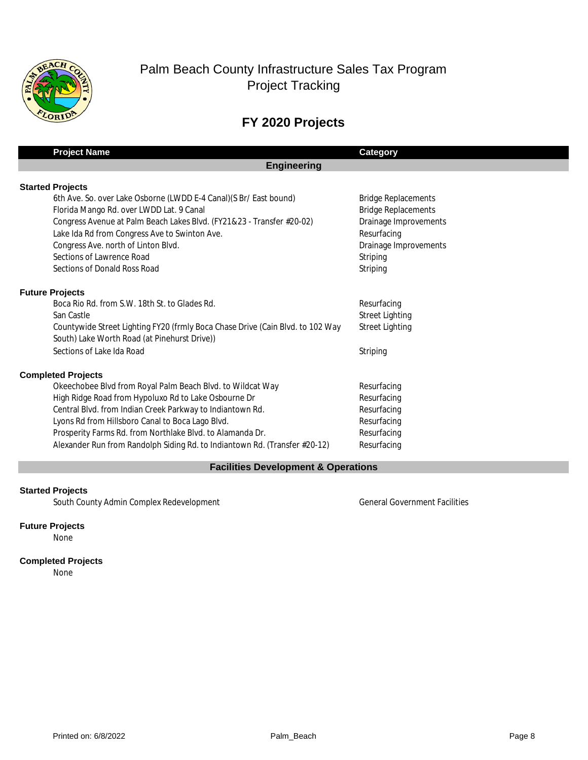# Palm Beach County Infrastructure Sales Tax Program
## Project Tracking

## FY 2020 Projects

| Project Name | Category |
|---|---|
| **Engineering** | |
| **Started Projects** | |
| 6th Ave. So. over Lake Osborne (LWDD E-4 Canal)(S Br/ East bound) | Bridge Replacements |
| Florida Mango Rd. over LWDD Lat. 9 Canal | Bridge Replacements |
| Congress Avenue at Palm Beach Lakes Blvd. (FY21&23 - Transfer #20-02) | Drainage Improvements |
| Lake Ida Rd from Congress Ave to Swinton Ave. | Resurfacing |
| Congress Ave. north of Linton Blvd. | Drainage Improvements |
| Sections of Lawrence Road | Striping |
| Sections of Donald Ross Road | Striping |
| **Future Projects** | |
| Boca Rio Rd. from S.W. 18th St. to Glades Rd. | Resurfacing |
| San Castle | Street Lighting |
| Countywide Street Lighting FY20 (frmly Boca Chase Drive (Cain Blvd. to 102 Way South) Lake Worth Road (at Pinehurst Drive)) | Street Lighting |
| Sections of Lake Ida Road | Striping |
| **Completed Projects** | |
| Okeechobee Blvd from Royal Palm Beach Blvd. to Wildcat Way | Resurfacing |
| High Ridge Road from Hypoluxo Rd to Lake Osbourne Dr | Resurfacing |
| Central Blvd. from Indian Creek Parkway to Indiantown Rd. | Resurfacing |
| Lyons Rd from Hillsboro Canal to Boca Lago Blvd. | Resurfacing |
| Prosperity Farms Rd. from Northlake Blvd. to Alamanda Dr. | Resurfacing |
| Alexander Run from Randolph Siding Rd. to Indiantown Rd. (Transfer #20-12) | Resurfacing |
| **Facilities Development & Operations** | |
| **Started Projects** | |
| South County Admin Complex Redevelopment | General Government Facilities |
| **Future Projects** | |
| None | |
| **Completed Projects** | |
| None | |

Printed on: 6/8/2022 Palm_Beach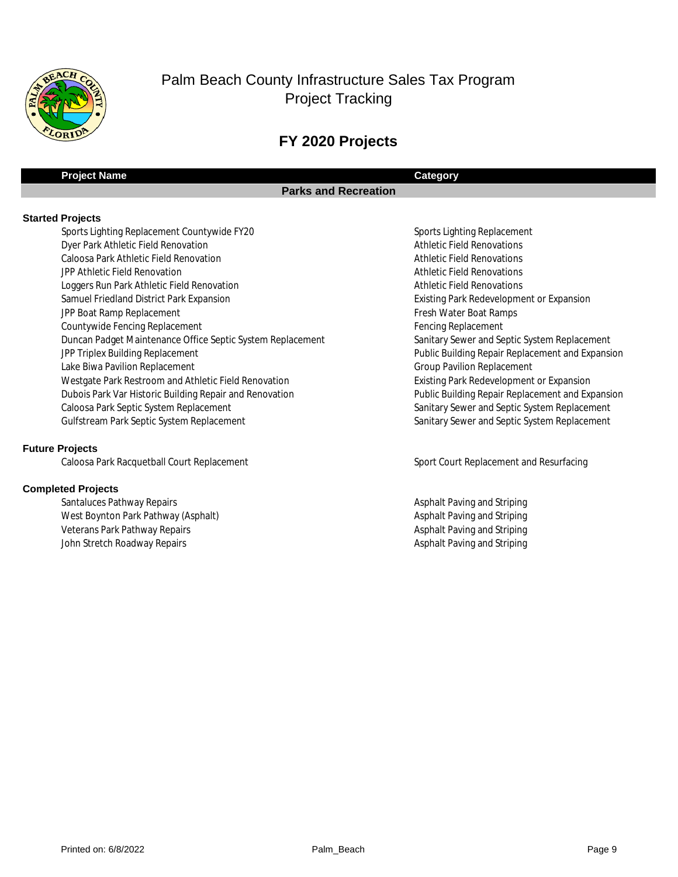# Palm Beach County Infrastructure Sales Tax Program
## Project Tracking

## FY 2020 Projects

| Project Name | Category |
| --- | --- |
| **Parks and Recreation** | |
| **Started Projects** | |
| Sports Lighting Replacement Countywide FY20 | Sports Lighting Replacement |
| Dyer Park Athletic Field Renovation | Athletic Field Renovations |
| Caloosa Park Athletic Field Renovation | Athletic Field Renovations |
| JPP Athletic Field Renovation | Athletic Field Renovations |
| Loggers Run Park Athletic Field Renovation | Athletic Field Renovations |
| Samuel Friedland District Park Expansion | Existing Park Redevelopment or Expansion |
| JPP Boat Ramp Replacement | Fresh Water Boat Ramps |
| Countywide Fencing Replacement | Fencing Replacement |
| Duncan Padget Maintenance Office Septic System Replacement | Sanitary Sewer and Septic System Replacement |
| JPP Triplex Building Replacement | Public Building Repair Replacement and Expansion |
| Lake Biwa Pavilion Replacement | Group Pavilion Replacement |
| Westgate Park Restroom and Athletic Field Renovation | Existing Park Redevelopment or Expansion |
| Dubois Park Var Historic Building Repair and Renovation | Public Building Repair Replacement and Expansion |
| Caloosa Park Septic System Replacement | Sanitary Sewer and Septic System Replacement |
| Gulfstream Park Septic System Replacement | Sanitary Sewer and Septic System Replacement |
| **Future Projects** | |
| Caloosa Park Racquetball Court Replacement | Sport Court Replacement and Resurfacing |
| **Completed Projects** | |
| Santaluces Pathway Repairs | Asphalt Paving and Striping |
| West Boynton Park Pathway (Asphalt) | Asphalt Paving and Striping |
| Veterans Park Pathway Repairs | Asphalt Paving and Striping |
| John Stretch Roadway Repairs | Asphalt Paving and Striping |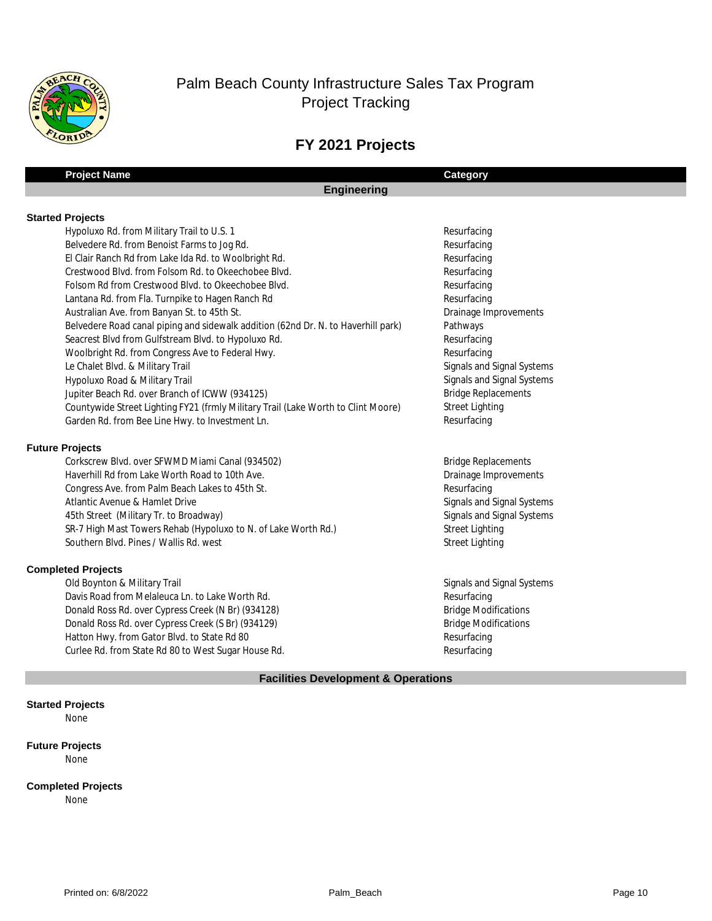# Palm Beach County Infrastructure Sales Tax Program
## Project Tracking

## FY 2021 Projects

| Project Name | Category |
|---|---|
| **Engineering** | |
| **Started Projects** | |
| Hypoluxo Rd. from Military Trail to U.S. 1 | Resurfacing |
| Belvedere Rd. from Benoist Farms to Jog Rd. | Resurfacing |
| El Clair Ranch Rd from Lake Ida Rd. to Woolbright Rd. | Resurfacing |
| Crestwood Blvd. from Folsom Rd. to Okeechobee Blvd. | Resurfacing |
| Folsom Rd from Crestwood Blvd. to Okeechobee Blvd. | Resurfacing |
| Lantana Rd. from Fla. Turnpike to Hagen Ranch Rd | Resurfacing |
| Australian Ave. from Banyan St. to 45th St. | Drainage Improvements |
| Belvedere Road canal piping and sidewalk addition (62nd Dr. N. to Haverhill park) | Pathways |
| Seacrest Blvd from Gulfstream Blvd. to Hypoluxo Rd. | Resurfacing |
| Woolbright Rd. from Congress Ave to Federal Hwy. | Resurfacing |
| Le Chalet Blvd. & Military Trail | Signals and Signal Systems |
| Hypoluxo Road & Military Trail | Signals and Signal Systems |
| Jupiter Beach Rd. over Branch of ICWW (934125) | Bridge Replacements |
| Countywide Street Lighting FY21 (frmly Military Trail (Lake Worth to Clint Moore) | Street Lighting |
| Garden Rd. from Bee Line Hwy. to Investment Ln. | Resurfacing |
| **Future Projects** | |
| Corkscrew Blvd. over SFWMD Miami Canal (934502) | Bridge Replacements |
| Haverhill Rd from Lake Worth Road to 10th Ave. | Drainage Improvements |
| Congress Ave. from Palm Beach Lakes to 45th St. | Resurfacing |
| Atlantic Avenue & Hamlet Drive | Signals and Signal Systems |
| 45th Street (Military Tr. to Broadway) | Signals and Signal Systems |
| SR-7 High Mast Towers Rehab (Hypoluxo to N. of Lake Worth Rd.) | Street Lighting |
| Southern Blvd. Pines / Wallis Rd. west | Street Lighting |
| **Completed Projects** | |
| Old Boynton & Military Trail | Signals and Signal Systems |
| Davis Road from Melaleuca Ln. to Lake Worth Rd. | Resurfacing |
| Donald Ross Rd. over Cypress Creek (N Br) (934128) | Bridge Modifications |
| Donald Ross Rd. over Cypress Creek (S Br) (934129) | Bridge Modifications |
| Hatton Hwy. from Gator Blvd. to State Rd 80 | Resurfacing |
| Curlee Rd. from State Rd 80 to West Sugar House Rd. | Resurfacing |
| **Facilities Development & Operations** | |
| **Started Projects** | |
| None | |
| **Future Projects** | |
| None | |
| **Completed Projects** | |
| None | |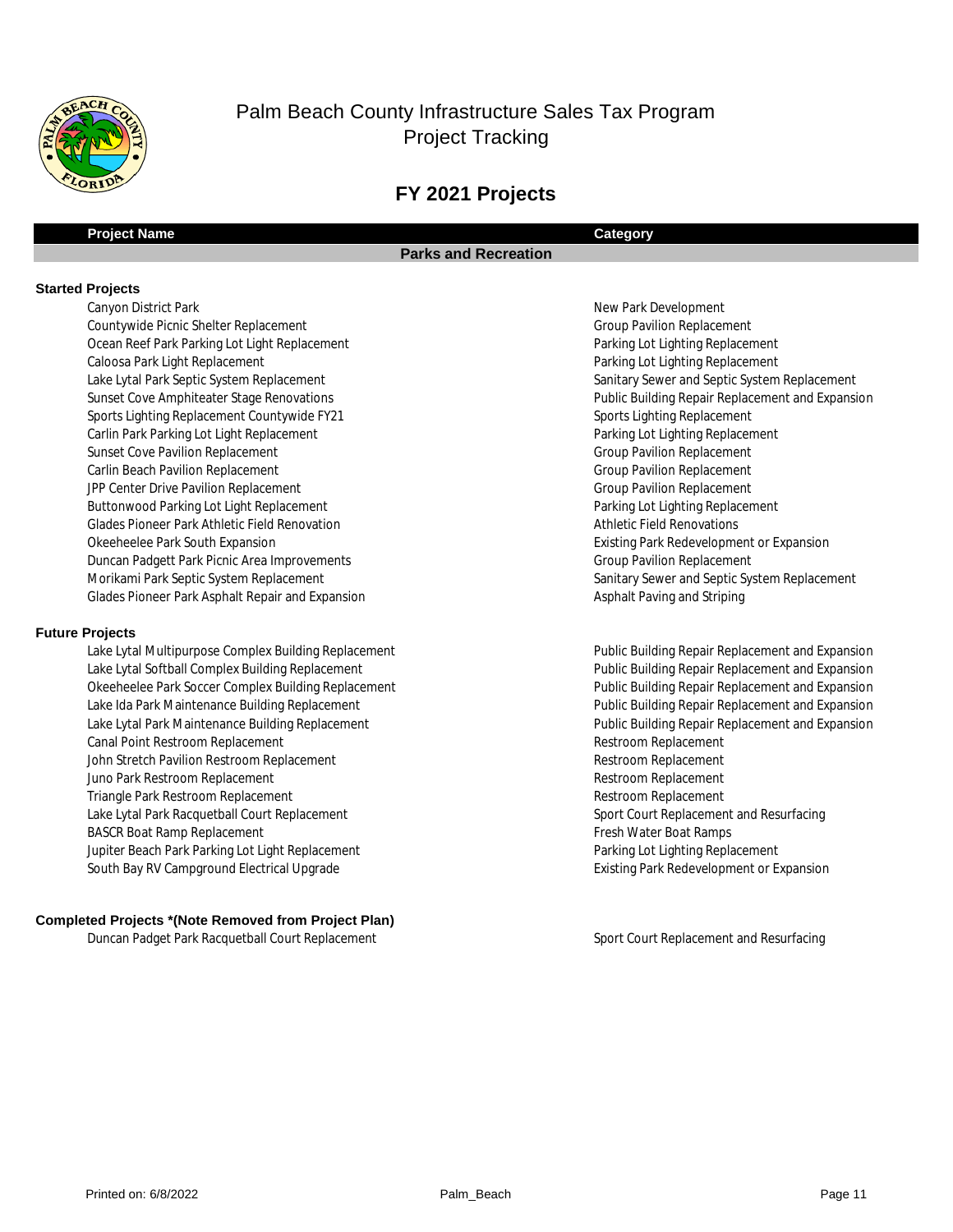# Palm Beach County Infrastructure Sales Tax Program
## Project Tracking

## FY 2021 Projects

| Project Name | Category |
|---|---|
| **Parks and Recreation** | |
| **Started Projects** | |
| Canyon District Park | New Park Development |
| Countywide Picnic Shelter Replacement | Group Pavilion Replacement |
| Ocean Reef Park Parking Lot Light Replacement | Parking Lot Lighting Replacement |
| Caloosa Park Light Replacement | Parking Lot Lighting Replacement |
| Lake Lytal Park Septic System Replacement | Sanitary Sewer and Septic System Replacement |
| Sunset Cove Amphiteater Stage Renovations | Public Building Repair Replacement and Expansion |
| Sports Lighting Replacement Countywide FY21 | Sports Lighting Replacement |
| Carlin Park Parking Lot Light Replacement | Parking Lot Lighting Replacement |
| Sunset Cove Pavilion Replacement | Group Pavilion Replacement |
| Carlin Beach Pavilion Replacement | Group Pavilion Replacement |
| JPP Center Drive Pavilion Replacement | Group Pavilion Replacement |
| Buttonwood Parking Lot Light Replacement | Parking Lot Lighting Replacement |
| Glades Pioneer Park Athletic Field Renovation | Athletic Field Renovations |
| Okeeheelee Park South Expansion | Existing Park Redevelopment or Expansion |
| Duncan Padgett Park Picnic Area Improvements | Group Pavilion Replacement |
| Morikami Park Septic System Replacement | Sanitary Sewer and Septic System Replacement |
| Glades Pioneer Park Asphalt Repair and Expansion | Asphalt Paving and Striping |
| **Future Projects** | |
| Lake Lytal Multipurpose Complex Building Replacement | Public Building Repair Replacement and Expansion |
| Lake Lytal Softball Complex Building Replacement | Public Building Repair Replacement and Expansion |
| Okeeheelee Park Soccer Complex Building Replacement | Public Building Repair Replacement and Expansion |
| Lake Ida Park Maintenance Building Replacement | Public Building Repair Replacement and Expansion |
| Lake Lytal Park Maintenance Building Replacement | Public Building Repair Replacement and Expansion |
| Canal Point Restroom Replacement | Restroom Replacement |
| John Stretch Pavilion Restroom Replacement | Restroom Replacement |
| Juno Park Restroom Replacement | Restroom Replacement |
| Triangle Park Restroom Replacement | Restroom Replacement |
| Lake Lytal Park Racquetball Court Replacement | Sport Court Replacement and Resurfacing |
| BASCR Boat Ramp Replacement | Fresh Water Boat Ramps |
| Jupiter Beach Park Parking Lot Light Replacement | Parking Lot Lighting Replacement |
| South Bay RV Campground Electrical Upgrade | Existing Park Redevelopment or Expansion |
| **Completed Projects *(Note Removed from Project Plan)** | |
| Duncan Padget Park Racquetball Court Replacement | Sport Court Replacement and Resurfacing |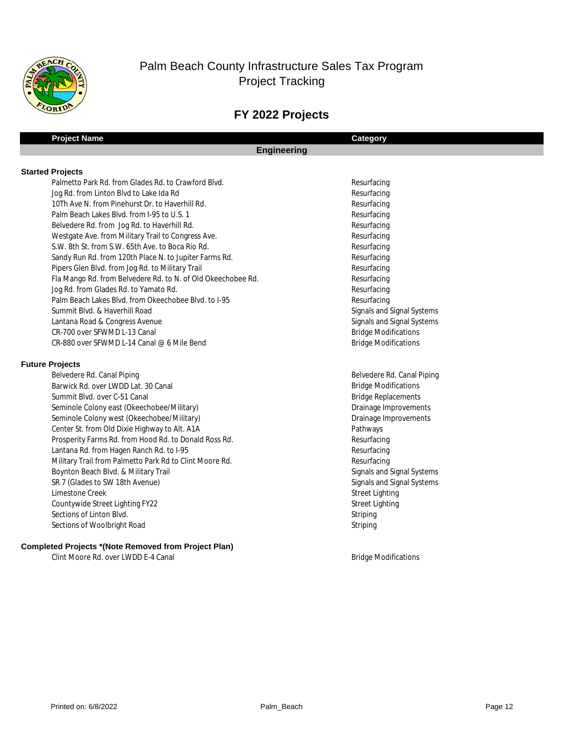# Palm Beach County Infrastructure Sales Tax Program
## Project Tracking

## FY 2022 Projects

| Project Name | Category |
|---|---|
| **Engineering** | |
| **Started Projects** | |
| Palmetto Park Rd. from Glades Rd. to Crawford Blvd. | Resurfacing |
| Jog Rd. from Linton Blvd to Lake Ida Rd | Resurfacing |
| 10Th Ave N. from Pinehurst Dr. to Haverhill Rd. | Resurfacing |
| Palm Beach Lakes Blvd. from I-95 to U.S. 1 | Resurfacing |
| Belvedere Rd. from Jog Rd. to Haverhill Rd. | Resurfacing |
| Westgate Ave. from Military Trail to Congress Ave. | Resurfacing |
| S.W. 8th St. from S.W. 65th Ave. to Boca Rio Rd. | Resurfacing |
| Sandy Run Rd. from 120th Place N. to Jupiter Farms Rd. | Resurfacing |
| Pipers Glen Blvd. from Jog Rd. to Military Trail | Resurfacing |
| Fla Mango Rd. from Belvedere Rd. to N. of Old Okeechobee Rd. | Resurfacing |
| Jog Rd. from Glades Rd. to Yamato Rd. | Resurfacing |
| Palm Beach Lakes Blvd. from Okeechobee Blvd. to I-95 | Resurfacing |
| Summit Blvd. & Haverhill Road | Signals and Signal Systems |
| Lantana Road & Congress Avenue | Signals and Signal Systems |
| CR-700 over SFWMD L-13 Canal | Bridge Modifications |
| CR-880 over SFWMD L-14 Canal @ 6 Mile Bend | Bridge Modifications |
| **Future Projects** | |
| Belvedere Rd. Canal Piping | Belvedere Rd. Canal Piping |
| Barwick Rd. over LWDD Lat. 30 Canal | Bridge Modifications |
| Summit Blvd. over C-51 Canal | Bridge Replacements |
| Seminole Colony east (Okeechobee/Military) | Drainage Improvements |
| Seminole Colony west (Okeechobee/Military) | Drainage Improvements |
| Center St. from Old Dixie Highway to Alt. A1A | Pathways |
| Prosperity Farms Rd. from Hood Rd. to Donald Ross Rd. | Resurfacing |
| Lantana Rd. from Hagen Ranch Rd. to I-95 | Resurfacing |
| Military Trail from Palmetto Park Rd to Clint Moore Rd. | Resurfacing |
| Boynton Beach Blvd. & Military Trail | Signals and Signal Systems |
| SR 7 (Glades to SW 18th Avenue) | Signals and Signal Systems |
| Limestone Creek | Street Lighting |
| Countywide Street Lighting FY22 | Street Lighting |
| Sections of Linton Blvd. | Striping |
| Sections of Woolbright Road | Striping |
| **Completed Projects *(Note Removed from Project Plan)** | |
| Clint Moore Rd. over LWDD E-4 Canal | Bridge Modifications |

Printed on: 6/8/2022 Palm_Beach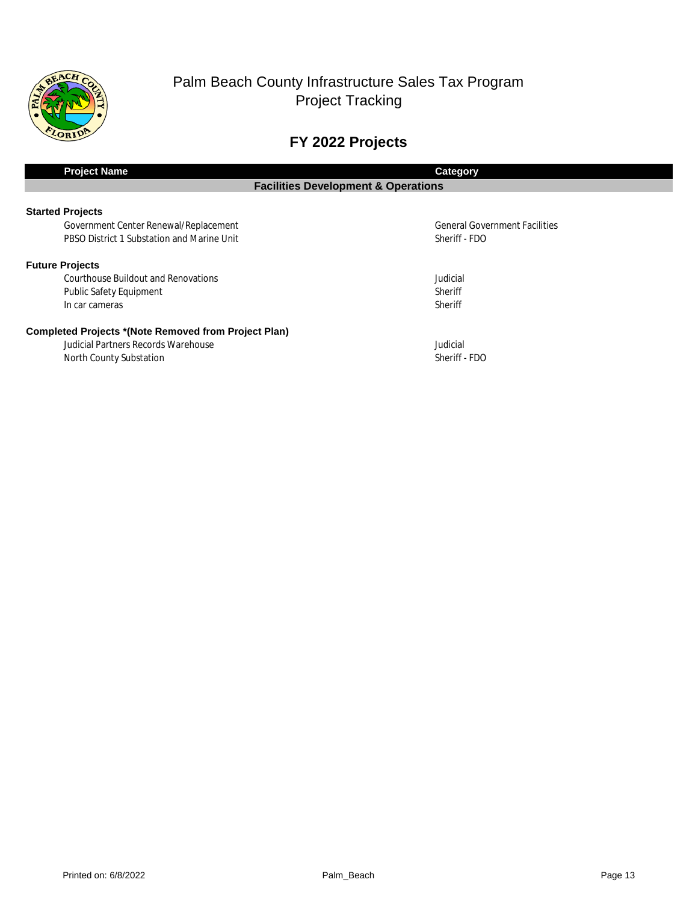# Palm Beach County Infrastructure Sales Tax Program
## Project Tracking

## FY 2022 Projects

| Project Name | Category |
|---|---|
| **Facilities Development & Operations** | |
| **Started Projects** | |
| Government Center Renewal/Replacement | General Government Facilities |
| PBSO District 1 Substation and Marine Unit | Sheriff - FDO |
| **Future Projects** | |
| Courthouse Buildout and Renovations | Judicial |
| Public Safety Equipment | Sheriff |
| In car cameras | Sheriff |
| **Completed Projects *(Note Removed from Project Plan)** | |
| Judicial Partners Records Warehouse | Judicial |
| North County Substation | Sheriff - FDO |

Printed on: 6/8/2022 Palm_Beach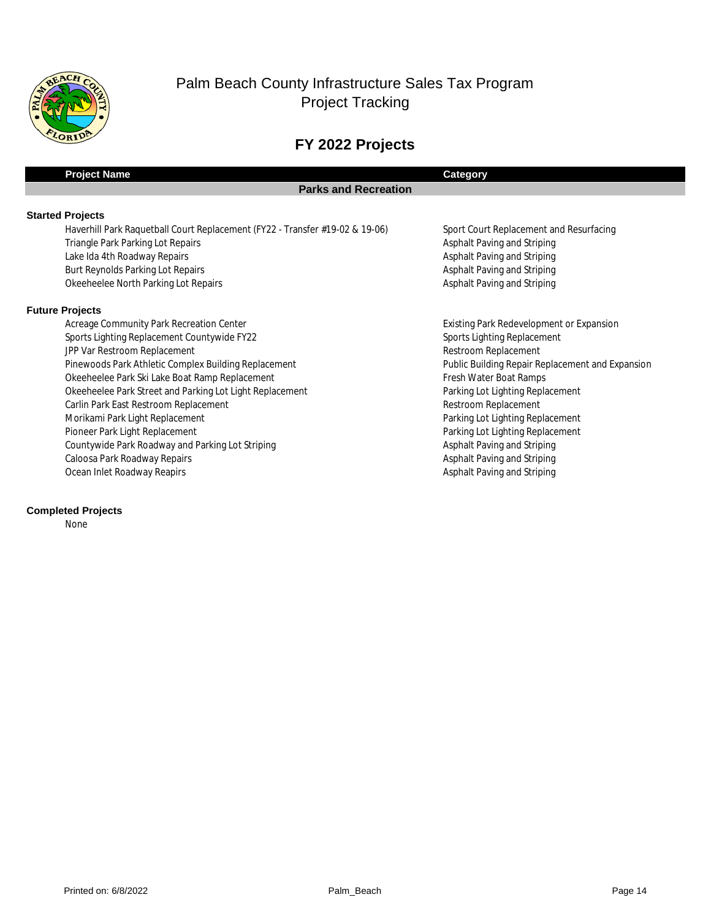# Palm Beach County Infrastructure Sales Tax Program
Project Tracking

## FY 2022 Projects

| Project Name | Category |
|---|---|
| **Parks and Recreation** | |
| **Started Projects** | |
| Haverhill Park Raquetball Court Replacement (FY22 - Transfer #19-02 & 19-06) | Sport Court Replacement and Resurfacing |
| Triangle Park Parking Lot Repairs | Asphalt Paving and Striping |
| Lake Ida 4th Roadway Repairs | Asphalt Paving and Striping |
| Burt Reynolds Parking Lot Repairs | Asphalt Paving and Striping |
| Okeeheelee North Parking Lot Repairs | Asphalt Paving and Striping |
| **Future Projects** | |
| Acreage Community Park Recreation Center | Existing Park Redevelopment or Expansion |
| Sports Lighting Replacement Countywide FY22 | Sports Lighting Replacement |
| JPP Var Restroom Replacement | Restroom Replacement |
| Pinewoods Park Athletic Complex Building Replacement | Public Building Repair Replacement and Expansion |
| Okeeheelee Park Ski Lake Boat Ramp Replacement | Fresh Water Boat Ramps |
| Okeeheelee Park Street and Parking Lot Light Replacement | Parking Lot Lighting Replacement |
| Carlin Park East Restroom Replacement | Restroom Replacement |
| Morikami Park Light Replacement | Parking Lot Lighting Replacement |
| Pioneer Park Light Replacement | Parking Lot Lighting Replacement |
| Countywide Park Roadway and Parking Lot Striping | Asphalt Paving and Striping |
| Caloosa Park Roadway Repairs | Asphalt Paving and Striping |
| Ocean Inlet Roadway Reapirs | Asphalt Paving and Striping |
| **Completed Projects** | |
| None | |

Printed on: 6/8/2022